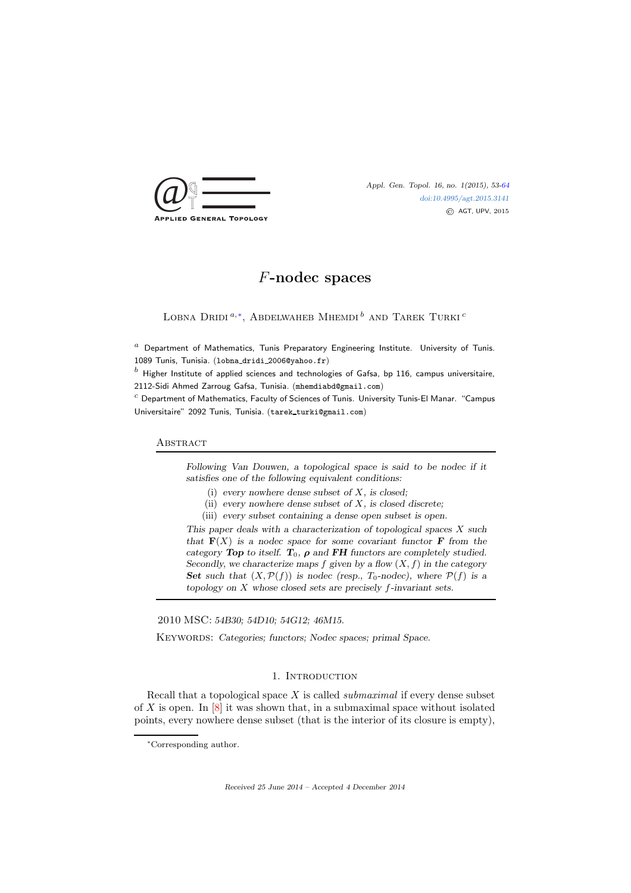# $F$-nodec spaces

Lobna Dridi [a,*], Abdelwaheb Mhemdi [b] and Tarek Turki [c]

[a] Department of Mathematics, Tunis Preparatory Engineering Institute. University of Tunis. 1089 Tunis, Tunisia. (lobna_dridi_2006@yahoo.fr)

[b] Higher Institute of applied sciences and technologies of Gafsa, bp 116, campus universitaire, 2112-Sidi Ahmed Zarroug Gafsa, Tunisia. (mhemdiabd@gmail.com)

[c] Department of Mathematics, Faculty of Sciences of Tunis. University Tunis-El Manar. "Campus Universitaire" 2092 Tunis, Tunisia. (tarek_turki@gmail.com)

## Abstract

*Following Van Douwen, a topological space is said to be nodec if it satisfies one of the following equivalent conditions:*

- (i) *every nowhere dense subset of $X$, is closed;*
- (ii) *every nowhere dense subset of $X$, is closed discrete;*
- (iii) *every subset containing a dense open subset is open.*

*This paper deals with a characterization of topological spaces $X$ such that $\mathbf{F}(X)$ is a nodec space for some covariant functor $\mathbf{F}$ from the category **Top** to itself. $\boldsymbol{T}_0$, $\boldsymbol{\rho}$ and **FH** functors are completely studied. Secondly, we characterize maps $f$ given by a flow $(X, f)$ in the category **Set** such that $(X, \mathcal{P}(f))$ is nodec (resp., $T_0$-nodec), where $\mathcal{P}(f)$ is a topology on $X$ whose closed sets are precisely $f$-invariant sets.*

2010 MSC: *54B30; 54D10; 54G12; 46M15.*

Keywords: *Categories; functors; Nodec spaces; primal Space.*

## 1. Introduction

Recall that a topological space $X$ is called *submaximal* if every dense subset of $X$ is open. In [8] it was shown that, in a submaximal space without isolated points, every nowhere dense subset (that is the interior of its closure is empty),

*Corresponding author.

*Received 25 June 2014 – Accepted 4 December 2014*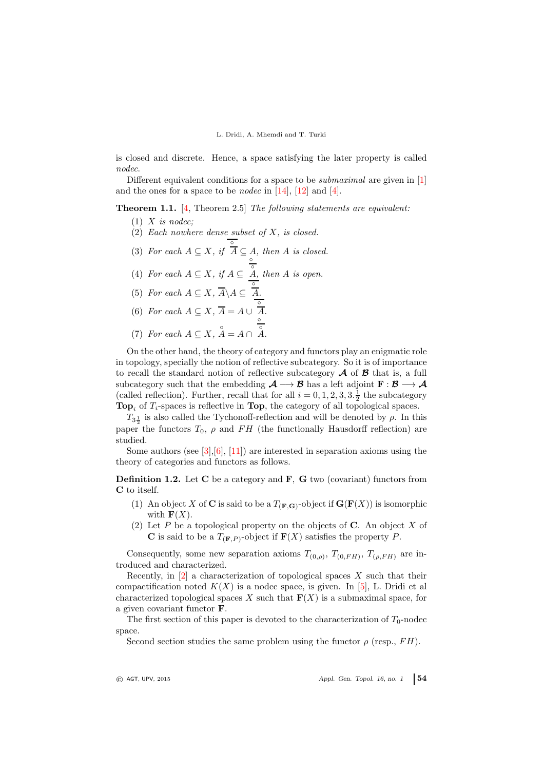is closed and discrete. Hence, a space satisfying the later property is called *nodec*.

Different equivalent conditions for a space to be *submaximal* are given in [1] and the ones for a space to be *nodec* in [14], [12] and [4].

**Theorem 1.1.** [4, Theorem 2.5] *The following statements are equivalent:*

1. *$X$ is nodec;*
2. *Each nowhere dense subset of $X$, is closed.*
3. *For each $A \subseteq X$, if $\overline{\overset{\circ}{A}} \subseteq A$, then $A$ is closed.*
4. *For each $A \subseteq X$, if $A \subseteq \overset{\circ}{\overline{A}}$, then $A$ is open.*
5. *For each $A \subseteq X$, $\overline{A} \backslash A \subseteq \overline{\overset{\circ}{A}}$.*
6. *For each $A \subseteq X$, $\overline{A} = A \cup \overline{\overset{\circ}{A}}$.*
7. *For each $A \subseteq X$, $\overset{\circ}{A} = A \cap \overset{\circ}{\overline{A}}$.*

On the other hand, the theory of category and functors play an enigmatic role in topology, specially the notion of reflective subcategory. So it is of importance to recall the standard notion of reflective subcategory $\boldsymbol{\mathcal{A}}$ of $\boldsymbol{\mathcal{B}}$ that is, a full subcategory such that the embedding $\boldsymbol{\mathcal{A}} \longrightarrow \boldsymbol{\mathcal{B}}$ has a left adjoint $\mathbf{F} : \boldsymbol{\mathcal{B}} \longrightarrow \boldsymbol{\mathcal{A}}$ (called reflection). Further, recall that for all $i = 0, 1, 2, 3, 3.\frac{1}{2}$ the subcategory $\mathbf{Top}_i$ of $T_i$-spaces is reflective in $\mathbf{Top}$, the category of all topological spaces.

$T_{3\frac{1}{2}}$ is also called the Tychonoff-reflection and will be denoted by $\rho$. In this paper the functors $T_0$, $\rho$ and $FH$ (the functionally Hausdorff reflection) are studied.

Some authors (see [3],[6], [11]) are interested in separation axioms using the theory of categories and functors as follows.

**Definition 1.2.** Let $\mathbf{C}$ be a category and $\mathbf{F}$, $\mathbf{G}$ two (covariant) functors from $\mathbf{C}$ to itself.

1. An object $X$ of $\mathbf{C}$ is said to be a $T_{(\mathbf{F},\mathbf{G})}$-object if $\mathbf{G}(\mathbf{F}(X))$ is isomorphic with $\mathbf{F}(X)$.
2. Let $P$ be a topological property on the objects of $\mathbf{C}$. An object $X$ of $\mathbf{C}$ is said to be a $T_{(\mathbf{F},P)}$-object if $\mathbf{F}(X)$ satisfies the property $P$.

Consequently, some new separation axioms $T_{(0,\rho)}$, $T_{(0,FH)}$, $T_{(\rho,FH)}$ are introduced and characterized.

Recently, in [2] a characterization of topological spaces $X$ such that their compactification noted $K(X)$ is a nodec space, is given. In [5], L. Dridi et al characterized topological spaces $X$ such that $\mathbf{F}(X)$ is a submaximal space, for a given covariant functor $\mathbf{F}$.

The first section of this paper is devoted to the characterization of $T_0$-nodec space.

Second section studies the same problem using the functor $\rho$ (resp., $FH$).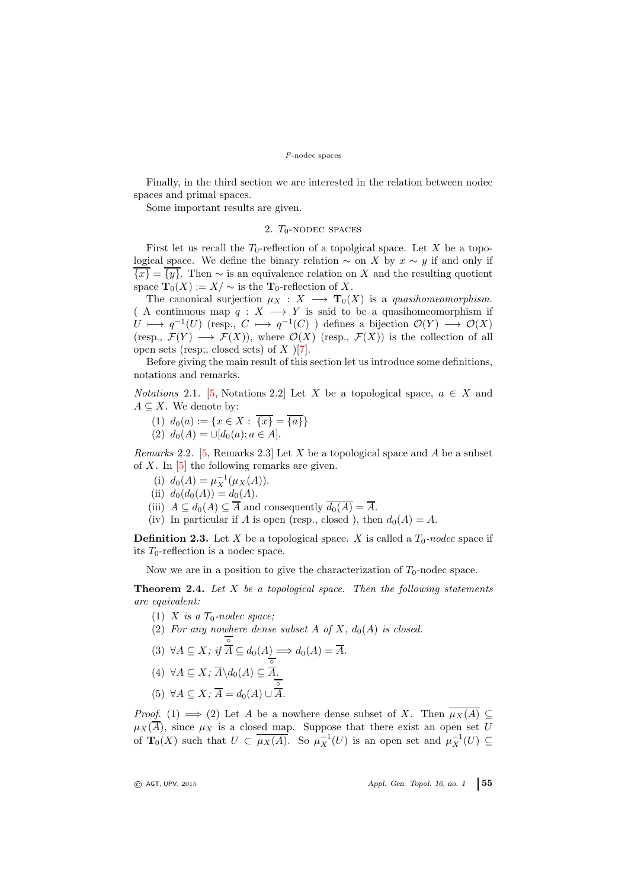Finally, in the third section we are interested in the relation between nodec spaces and primal spaces.

Some important results are given.

## 2. $T_0$-nodec spaces

First let us recall the $T_0$-reflection of a topolgical space. Let $X$ be a topological space. We define the binary relation $\sim$ on $X$ by $x \sim y$ if and only if $\overline{\{x\}} = \overline{\{y\}}$. Then $\sim$ is an equivalence relation on $X$ and the resulting quotient space $\mathbf{T}_0(X) := X/\sim$ is the $\mathbf{T}_0$-reflection of $X$.

The canonical surjection $\mu_X : X \longrightarrow \mathbf{T}_0(X)$ is a *quasihomeomorphism*. ( A continuous map $q : X \longrightarrow Y$ is said to be a quasihomeomorphism if $U \longmapsto q^{-1}(U)$ (resp., $C \longmapsto q^{-1}(C)$ ) defines a bijection $\mathcal{O}(Y) \longrightarrow \mathcal{O}(X)$ (resp., $\mathcal{F}(Y) \longrightarrow \mathcal{F}(X)$), where $\mathcal{O}(X)$ (resp., $\mathcal{F}(X)$) is the collection of all open sets (resp;, closed sets) of $X$ )[7].

Before giving the main result of this section let us introduce some definitions, notations and remarks.

*Notations* 2.1. [5, Notations 2.2] Let $X$ be a topological space, $a \in X$ and $A \subseteq X$. We denote by:

1. $d_0(a) := \{x \in X : \overline{\{x\}} = \overline{\{a\}}\}$
2. $d_0(A) = \cup[d_0(a); a \in A]$.

*Remarks* 2.2. [5, Remarks 2.3] Let $X$ be a topological space and $A$ be a subset of $X$. In [5] the following remarks are given.

- (i) $d_0(A) = \mu_X^{-1}(\mu_X(A))$.
- (ii) $d_0(d_0(A)) = d_0(A)$.
- (iii) $A \subseteq d_0(A) \subseteq \overline{A}$ and consequently $\overline{d_0(A)} = \overline{A}$.
- (iv) In particular if $A$ is open (resp., closed ), then $d_0(A) = A$.

**Definition 2.3.** Let $X$ be a topological space. $X$ is called a $T_0$-*nodec* space if its $T_0$-reflection is a nodec space.

Now we are in a position to give the characterization of $T_0$-nodec space.

**Theorem 2.4.** *Let $X$ be a topological space. Then the following statements are equivalent:*

1. *$X$ is a $T_0$-nodec space;*
2. *For any nowhere dense subset $A$ of $X$, $d_0(A)$ is closed.*
3. *$\forall A \subseteq X$; if $\overset{\circ}{\overline{A}} \subseteq d_0(A) \Longrightarrow d_0(A) = \overline{A}$.*
4. *$\forall A \subseteq X$; $\overline{A} \backslash d_0(A) \subseteq \overset{\circ}{\overline{A}}$.*
5. *$\forall A \subseteq X$; $\overline{A} = d_0(A) \cup \overset{\circ}{\overline{A}}$.*

*Proof.* (1) $\Longrightarrow$ (2) Let $A$ be a nowhere dense subset of $X$. Then $\overline{\mu_X(A)} \subseteq \mu_X(\overline{A})$, since $\mu_X$ is a closed map. Suppose that there exist an open set $U$ of $\mathbf{T}_0(X)$ such that $U \subset \overline{\mu_X(A)}$. So $\mu_X^{-1}(U)$ is an open set and $\mu_X^{-1}(U) \subseteq$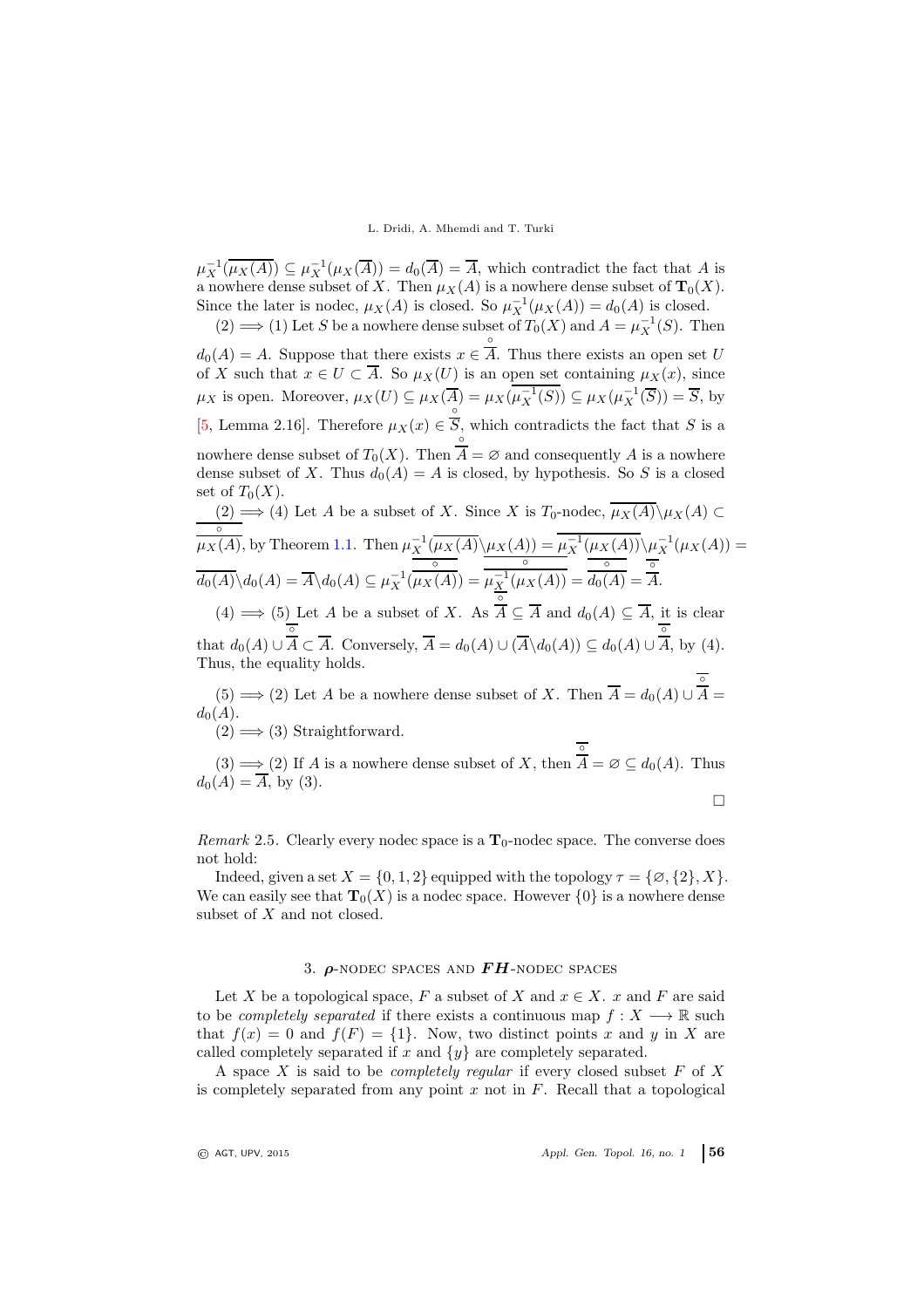$\mu_X^{-1}(\overline{\mu_X(A)}) \subseteq \mu_X^{-1}(\mu_X(\overline{A})) = d_0(\overline{A}) = \overline{A}$, which contradict the fact that $A$ is a nowhere dense subset of $X$. Then $\mu_X(A)$ is a nowhere dense subset of $\mathbf{T}_0(X)$. Since the later is nodec, $\mu_X(A)$ is closed. So $\mu_X^{-1}(\mu_X(A)) = d_0(A)$ is closed.

(2) $\Longrightarrow$ (1) Let $S$ be a nowhere dense subset of $T_0(X)$ and $A = \mu_X^{-1}(S)$. Then $d_0(A) = A$. Suppose that there exists $x \in \overset{\circ}{\overline{A}}$. Thus there exists an open set $U$ of $X$ such that $x \in U \subset \overline{A}$. So $\mu_X(U)$ is an open set containing $\mu_X(x)$, since $\mu_X$ is open. Moreover, $\mu_X(U) \subseteq \mu_X(\overline{A}) = \mu_X(\overline{\mu_X^{-1}(S)}) \subseteq \mu_X(\mu_X^{-1}(\overline{S})) = \overline{S}$, by [5, Lemma 2.16]. Therefore $\mu_X(x) \in \overset{\circ}{\overline{S}}$, which contradicts the fact that $S$ is a nowhere dense subset of $T_0(X)$. Then $\overset{\circ}{\overline{A}} = \varnothing$ and consequently $A$ is a nowhere dense subset of $X$. Thus $d_0(A) = A$ is closed, by hypothesis. So $S$ is a closed set of $T_0(X)$.

(2) $\Longrightarrow$ (4) Let $A$ be a subset of $X$. Since $X$ is $T_0$-nodec, $\overline{\mu_X(A)} \backslash \mu_X(A) \subset \overline{\overset{\circ}{\overline{\mu_X(A)}}}$, by Theorem 1.1. Then $\mu_X^{-1}(\overline{\mu_X(A)} \backslash \mu_X(A)) = \mu_X^{-1}(\overline{\mu_X(A)}) \backslash \mu_X^{-1}(\mu_X(A)) = \overline{d_0(A)} \backslash d_0(A) = \overline{A} \backslash d_0(A) \subseteq \mu_X^{-1}(\overline{\overset{\circ}{\overline{\mu_X(A)}}}) = \overline{\mu_X^{-1}(\overset{\circ}{\overline{\mu_X(A)}})} = \overline{\overset{\circ}{\overline{d_0(A)}}} = \overline{\overset{\circ}{\overline{A}}}$.

(4) $\Longrightarrow$ (5) Let $A$ be a subset of $X$. As $\overline{\overset{\circ}{\overline{A}}} \subseteq \overline{A}$ and $d_0(A) \subseteq \overline{A}$, it is clear that $d_0(A) \cup \overline{\overset{\circ}{\overline{A}}} \subset \overline{A}$. Conversely, $\overline{A} = d_0(A) \cup (\overline{A} \backslash d_0(A)) \subseteq d_0(A) \cup \overline{\overset{\circ}{\overline{A}}}$, by (4). Thus, the equality holds.

(5) $\Longrightarrow$ (2) Let $A$ be a nowhere dense subset of $X$. Then $\overline{A} = d_0(A) \cup \overline{\overset{\circ}{\overline{A}}} = d_0(A)$.

(2) $\Longrightarrow$ (3) Straightforward.

(3) $\Longrightarrow$ (2) If $A$ is a nowhere dense subset of $X$, then $\overline{\overset{\circ}{\overline{A}}} = \varnothing \subseteq d_0(A)$. Thus $d_0(A) = \overline{A}$, by (3).

$\square$

*Remark* 2.5. Clearly every nodec space is a $\mathbf{T}_0$-nodec space. The converse does not hold:

Indeed, given a set $X = \{0, 1, 2\}$ equipped with the topology $\tau = \{\varnothing, \{2\}, X\}$. We can easily see that $\mathbf{T}_0(X)$ is a nodec space. However $\{0\}$ is a nowhere dense subset of $X$ and not closed.

## 3. $\rho$-nodec spaces and $FH$-nodec spaces

Let $X$ be a topological space, $F$ a subset of $X$ and $x \in X$. $x$ and $F$ are said to be *completely separated* if there exists a continuous map $f : X \longrightarrow \mathbb{R}$ such that $f(x) = 0$ and $f(F) = \{1\}$. Now, two distinct points $x$ and $y$ in $X$ are called completely separated if $x$ and $\{y\}$ are completely separated.

A space $X$ is said to be *completely regular* if every closed subset $F$ of $X$ is completely separated from any point $x$ not in $F$. Recall that a topological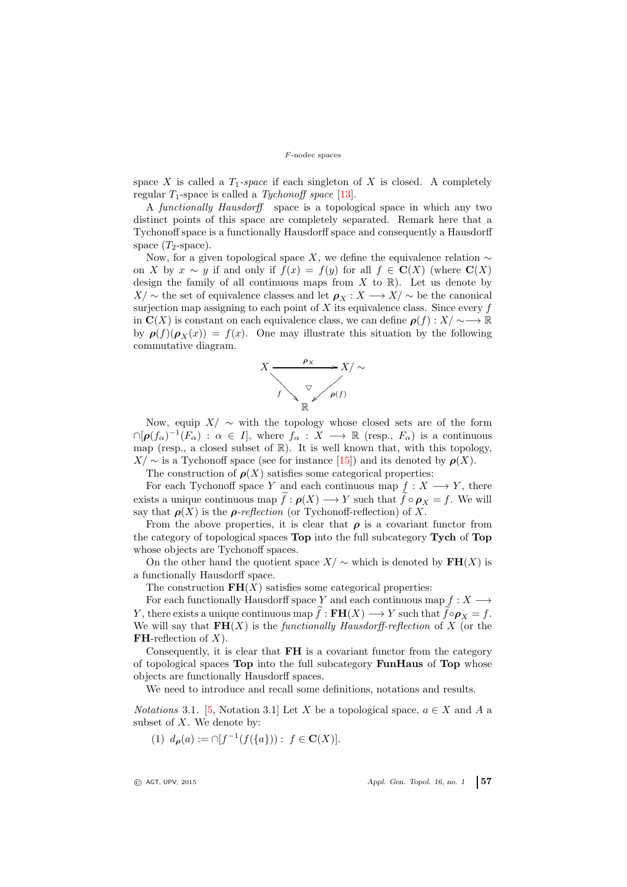space $X$ is called a *$T_1$-space* if each singleton of $X$ is closed. A completely regular $T_1$-space is called a *Tychonoff space* [13].

A *functionally Hausdorff* space is a topological space in which any two distinct points of this space are completely separated. Remark here that a Tychonoff space is a functionally Hausdorff space and consequently a Hausdorff space ($T_2$-space).

Now, for a given topological space $X$, we define the equivalence relation $\sim$ on $X$ by $x \sim y$ if and only if $f(x) = f(y)$ for all $f \in \mathbf{C}(X)$ (where $\mathbf{C}(X)$ design the family of all continuous maps from $X$ to $\mathbb{R}$). Let us denote by $X/\sim$ the set of equivalence classes and let $\boldsymbol{\rho}_X : X \longrightarrow X/\sim$ be the canonical surjection map assigning to each point of $X$ its equivalence class. Since every $f$ in $\mathbf{C}(X)$ is constant on each equivalence class, we can define $\boldsymbol{\rho}(f) : X/\sim \longrightarrow \mathbb{R}$ by $\boldsymbol{\rho}(f)(\boldsymbol{\rho}_X(x)) = f(x)$. One may illustrate this situation by the following commutative diagram.

$$\begin{array}{ccc} X & \xrightarrow{\ \boldsymbol{\rho}_X\ } & X/\sim \\ & {\scriptstyle f}\searrow \quad \triangledown \quad \swarrow{\scriptstyle \boldsymbol{\rho}(f)} & \\ & \mathbb{R} & \end{array}$$

Now, equip $X/\sim$ with the topology whose closed sets are of the form $\cap[\boldsymbol{\rho}(f_\alpha)^{-1}(F_\alpha) : \alpha \in I]$, where $f_\alpha : X \longrightarrow \mathbb{R}$ (resp., $F_\alpha$) is a continuous map (resp., a closed subset of $\mathbb{R}$). It is well known that, with this topology, $X/\sim$ is a Tychonoff space (see for instance [15]) and its denoted by $\boldsymbol{\rho}(X)$.

The construction of $\boldsymbol{\rho}(X)$ satisfies some categorical properties:

For each Tychonoff space $Y$ and each continuous map $f : X \longrightarrow Y$, there exists a unique continuous map $\widetilde{f} : \boldsymbol{\rho}(X) \longrightarrow Y$ such that $\widetilde{f} \circ \boldsymbol{\rho}_X = f$. We will say that $\boldsymbol{\rho}(X)$ is the *$\boldsymbol{\rho}$-reflection* (or Tychonoff-reflection) of $X$.

From the above properties, it is clear that $\boldsymbol{\rho}$ is a covariant functor from the category of topological spaces **Top** into the full subcategory **Tych** of **Top** whose objects are Tychonoff spaces.

On the other hand the quotient space $X/\sim$ which is denoted by $\mathbf{FH}(X)$ is a functionally Hausdorff space.

The construction $\mathbf{FH}(X)$ satisfies some categorical properties:

For each functionally Hausdorff space $Y$ and each continuous map $f : X \longrightarrow Y$, there exists a unique continuous map $\widetilde{f} : \mathbf{FH}(X) \longrightarrow Y$ such that $\widetilde{f} \circ \boldsymbol{\rho}_X = f$. We will say that $\mathbf{FH}(X)$ is the *functionally Hausdorff-reflection* of $X$ (or the $\mathbf{FH}$-reflection of $X$).

Consequently, it is clear that $\mathbf{FH}$ is a covariant functor from the category of topological spaces **Top** into the full subcategory **FunHaus** of **Top** whose objects are functionally Hausdorff spaces.

We need to introduce and recall some definitions, notations and results.

*Notations* 3.1. [5, Notation 3.1] Let $X$ be a topological space, $a \in X$ and $A$ a subset of $X$. We denote by:

(1) $d_{\boldsymbol{\rho}}(a) := \cap[f^{-1}(f(\{a\})) : f \in \mathbf{C}(X)]$.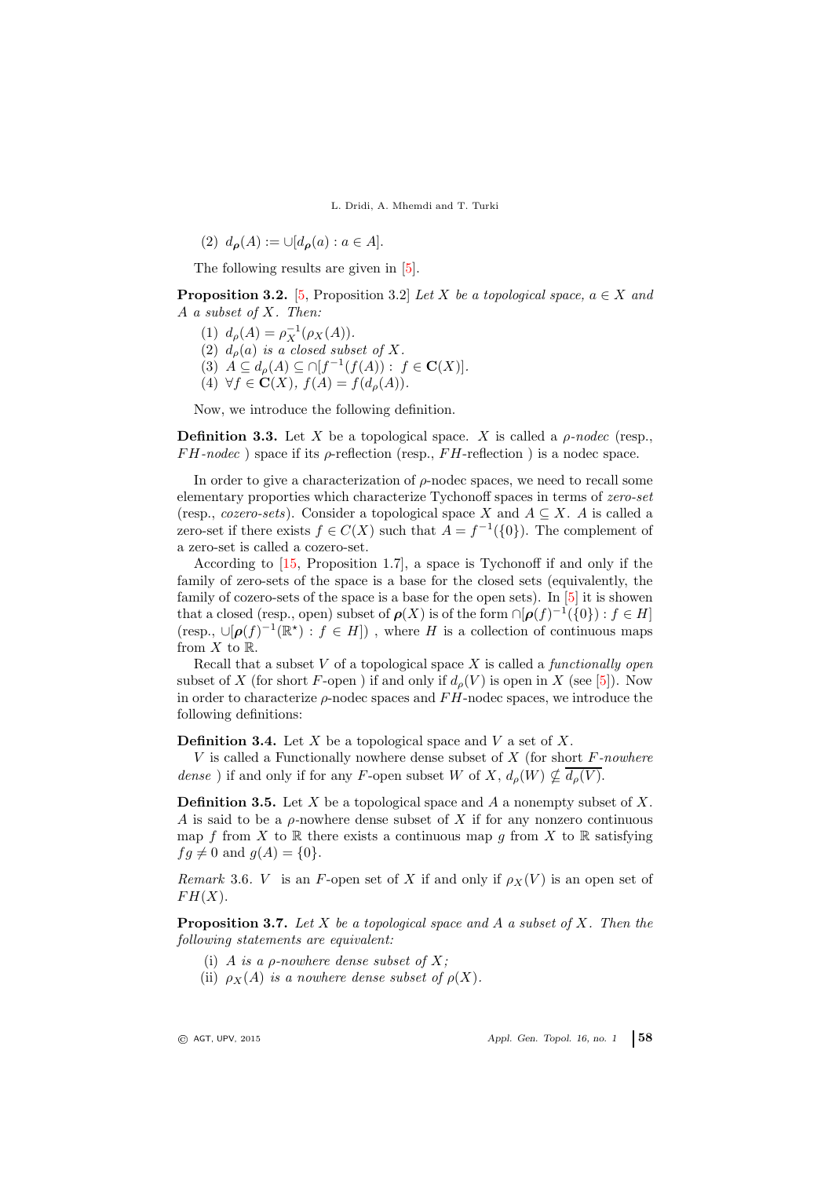(2) $d_{\boldsymbol{\rho}}(A) := \cup[d_{\boldsymbol{\rho}}(a) : a \in A]$.

The following results are given in [5].

**Proposition 3.2.** [5, Proposition 3.2] *Let $X$ be a topological space, $a \in X$ and $A$ a subset of $X$. Then:*

(1) $d_\rho(A) = \rho_X^{-1}(\rho_X(A))$.
(2) $d_\rho(a)$ *is a closed subset of* $X$.
(3) $A \subseteq d_\rho(A) \subseteq \cap[f^{-1}(f(A)) : f \in \mathbf{C}(X)]$.
(4) $\forall f \in \mathbf{C}(X)$, $f(A) = f(d_\rho(A))$.

Now, we introduce the following definition.

**Definition 3.3.** Let $X$ be a topological space. $X$ is called a *$\rho$-nodec* (resp., *$FH$-nodec* ) space if its $\rho$-reflection (resp., $FH$-reflection ) is a nodec space.

In order to give a characterization of $\rho$-nodec spaces, we need to recall some elementary proporties which characterize Tychonoff spaces in terms of *zero-set* (resp., *cozero-sets*). Consider a topological space $X$ and $A \subseteq X$. $A$ is called a zero-set if there exists $f \in C(X)$ such that $A = f^{-1}(\{0\})$. The complement of a zero-set is called a cozero-set.

According to [15, Proposition 1.7], a space is Tychonoff if and only if the family of zero-sets of the space is a base for the closed sets (equivalently, the family of cozero-sets of the space is a base for the open sets). In [5] it is shown that a closed (resp., open) subset of $\boldsymbol{\rho}(X)$ is of the form $\cap[\boldsymbol{\rho}(f)^{-1}(\{0\}) : f \in H]$ (resp., $\cup[\boldsymbol{\rho}(f)^{-1}(\mathbb{R}^\star) : f \in H]$) , where $H$ is a collection of continuous maps from $X$ to $\mathbb{R}$.

Recall that a subset $V$ of a topological space $X$ is called a *functionally open* subset of $X$ (for short $F$-open ) if and only if $d_\rho(V)$ is open in $X$ (see [5]). Now in order to characterize $\rho$-nodec spaces and $FH$-nodec spaces, we introduce the following definitions:

**Definition 3.4.** Let $X$ be a topological space and $V$ a set of $X$.

$V$ is called a Functionally nowhere dense subset of $X$ (for short *$F$-nowhere dense* ) if and only if for any $F$-open subset $W$ of $X$, $d_\rho(W) \nsubseteq \overline{d_\rho(V)}$.

**Definition 3.5.** Let $X$ be a topological space and $A$ a nonempty subset of $X$. $A$ is said to be a $\rho$-nowhere dense subset of $X$ if for any nonzero continuous map $f$ from $X$ to $\mathbb{R}$ there exists a continuous map $g$ from $X$ to $\mathbb{R}$ satisfying $fg \neq 0$ and $g(A) = \{0\}$.

*Remark* 3.6. $V$ is an $F$-open set of $X$ if and only if $\rho_X(V)$ is an open set of $FH(X)$.

**Proposition 3.7.** *Let $X$ be a topological space and $A$ a subset of $X$. Then the following statements are equivalent:*

(i) *$A$ is a $\rho$-nowhere dense subset of $X$;*
(ii) *$\rho_X(A)$ is a nowhere dense subset of $\rho(X)$.*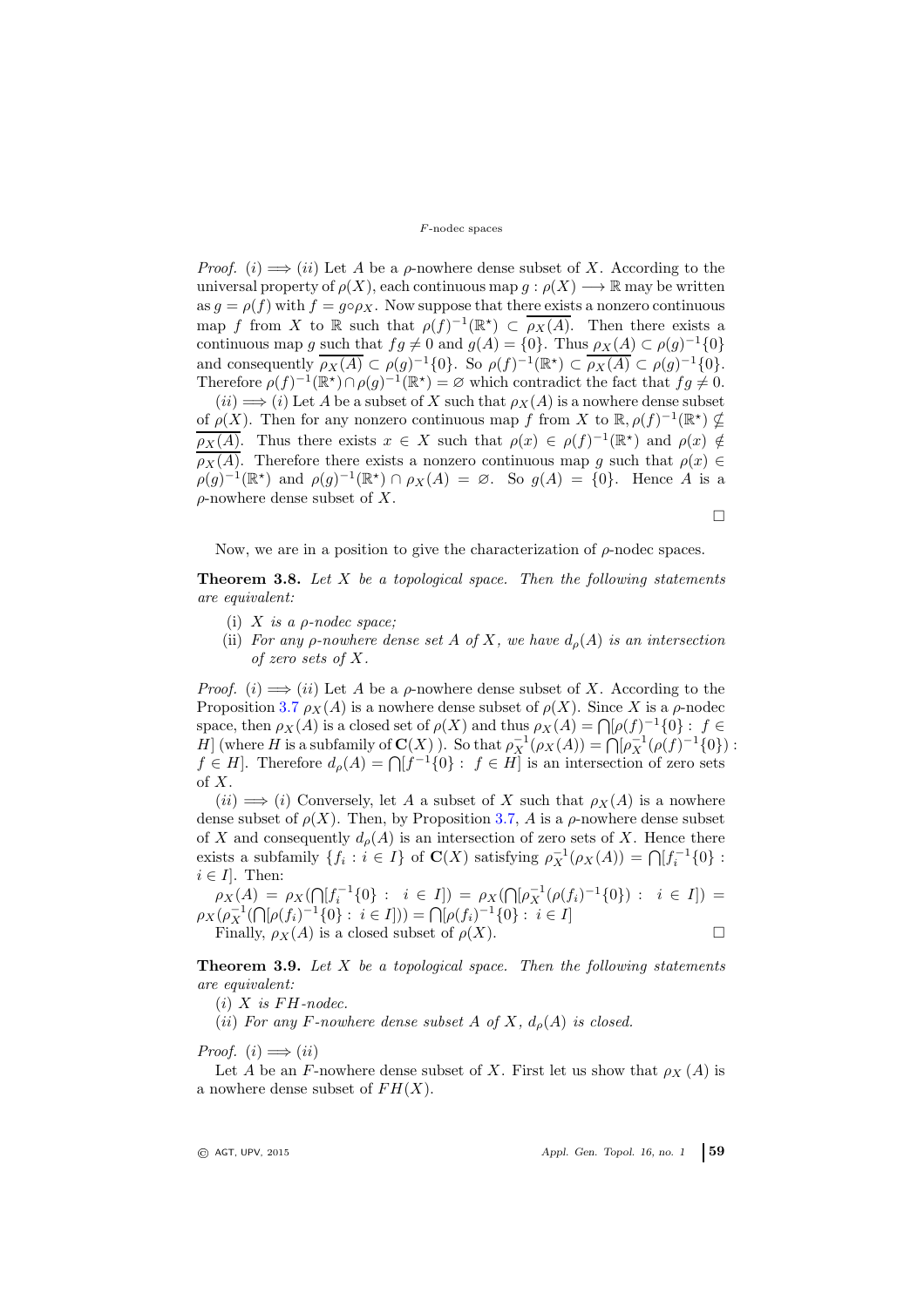*Proof.* $(i) \Longrightarrow (ii)$ Let $A$ be a $\rho$-nowhere dense subset of $X$. According to the universal property of $\rho(X)$, each continuous map $g : \rho(X) \longrightarrow \mathbb{R}$ may be written as $g = \rho(f)$ with $f = g \circ \rho_X$. Now suppose that there exists a nonzero continuous map $f$ from $X$ to $\mathbb{R}$ such that $\rho(f)^{-1}(\mathbb{R}^\star) \subset \overline{\rho_X(A)}$. Then there exists a continuous map $g$ such that $fg \neq 0$ and $g(A) = \{0\}$. Thus $\rho_X(A) \subset \rho(g)^{-1}\{0\}$ and consequently $\overline{\rho_X(A)} \subset \rho(g)^{-1}\{0\}$. So $\rho(f)^{-1}(\mathbb{R}^\star) \subset \overline{\rho_X(A)} \subset \rho(g)^{-1}\{0\}$. Therefore $\rho(f)^{-1}(\mathbb{R}^\star) \cap \rho(g)^{-1}(\mathbb{R}^\star) = \varnothing$ which contradict the fact that $fg \neq 0$.

$(ii) \Longrightarrow (i)$ Let $A$ be a subset of $X$ such that $\rho_X(A)$ is a nowhere dense subset of $\rho(X)$. Then for any nonzero continuous map $f$ from $X$ to $\mathbb{R}, \rho(f)^{-1}(\mathbb{R}^\star) \not\subseteq \overline{\rho_X(A)}$. Thus there exists $x \in X$ such that $\rho(x) \in \rho(f)^{-1}(\mathbb{R}^\star)$ and $\rho(x) \notin \overline{\rho_X(A)}$. Therefore there exists a nonzero continuous map $g$ such that $\rho(x) \in \rho(g)^{-1}(\mathbb{R}^\star)$ and $\rho(g)^{-1}(\mathbb{R}^\star) \cap \rho_X(A) = \varnothing$. So $g(A) = \{0\}$. Hence $A$ is a $\rho$-nowhere dense subset of $X$.

$\square$

Now, we are in a position to give the characterization of $\rho$-nodec spaces.

**Theorem 3.8.** *Let $X$ be a topological space. Then the following statements are equivalent:*

(i) *$X$ is a $\rho$-nodec space;*
(ii) *For any $\rho$-nowhere dense set $A$ of $X$, we have $d_\rho(A)$ is an intersection of zero sets of $X$.*

*Proof.* $(i) \Longrightarrow (ii)$ Let $A$ be a $\rho$-nowhere dense subset of $X$. According to the Proposition 3.7 $\rho_X(A)$ is a nowhere dense subset of $\rho(X)$. Since $X$ is a $\rho$-nodec space, then $\rho_X(A)$ is a closed set of $\rho(X)$ and thus $\rho_X(A) = \bigcap[\rho(f)^{-1}\{0\} : f \in H]$ (where $H$ is a subfamily of $\mathbf{C}(X)$ ). So that $\rho_X^{-1}(\rho_X(A)) = \bigcap[\rho_X^{-1}(\rho(f)^{-1}\{0\}) : f \in H]$. Therefore $d_\rho(A) = \bigcap[f^{-1}\{0\} : f \in H]$ is an intersection of zero sets of $X$.

$(ii) \Longrightarrow (i)$ Conversely, let $A$ a subset of $X$ such that $\rho_X(A)$ is a nowhere dense subset of $\rho(X)$. Then, by Proposition 3.7, $A$ is a $\rho$-nowhere dense subset of $X$ and consequently $d_\rho(A)$ is an intersection of zero sets of $X$. Hence there exists a subfamily $\{f_i : i \in I\}$ of $\mathbf{C}(X)$ satisfying $\rho_X^{-1}(\rho_X(A)) = \bigcap[f_i^{-1}\{0\} : i \in I]$. Then:

$\rho_X(A) = \rho_X(\bigcap[f_i^{-1}\{0\} : i \in I]) = \rho_X(\bigcap[\rho_X^{-1}(\rho(f_i)^{-1}\{0\}) : i \in I]) = \rho_X(\rho_X^{-1}(\bigcap[\rho(f_i)^{-1}\{0\} : i \in I])) = \bigcap[\rho(f_i)^{-1}\{0\} : i \in I]$

Finally, $\rho_X(A)$ is a closed subset of $\rho(X)$. $\square$

**Theorem 3.9.** *Let $X$ be a topological space. Then the following statements are equivalent:*

$(i)$ *$X$ is $FH$-nodec.*
$(ii)$ *For any $F$-nowhere dense subset $A$ of $X$, $d_\rho(A)$ is closed.*

*Proof.* $(i) \Longrightarrow (ii)$

Let $A$ be an $F$-nowhere dense subset of $X$. First let us show that $\rho_X(A)$ is a nowhere dense subset of $FH(X)$.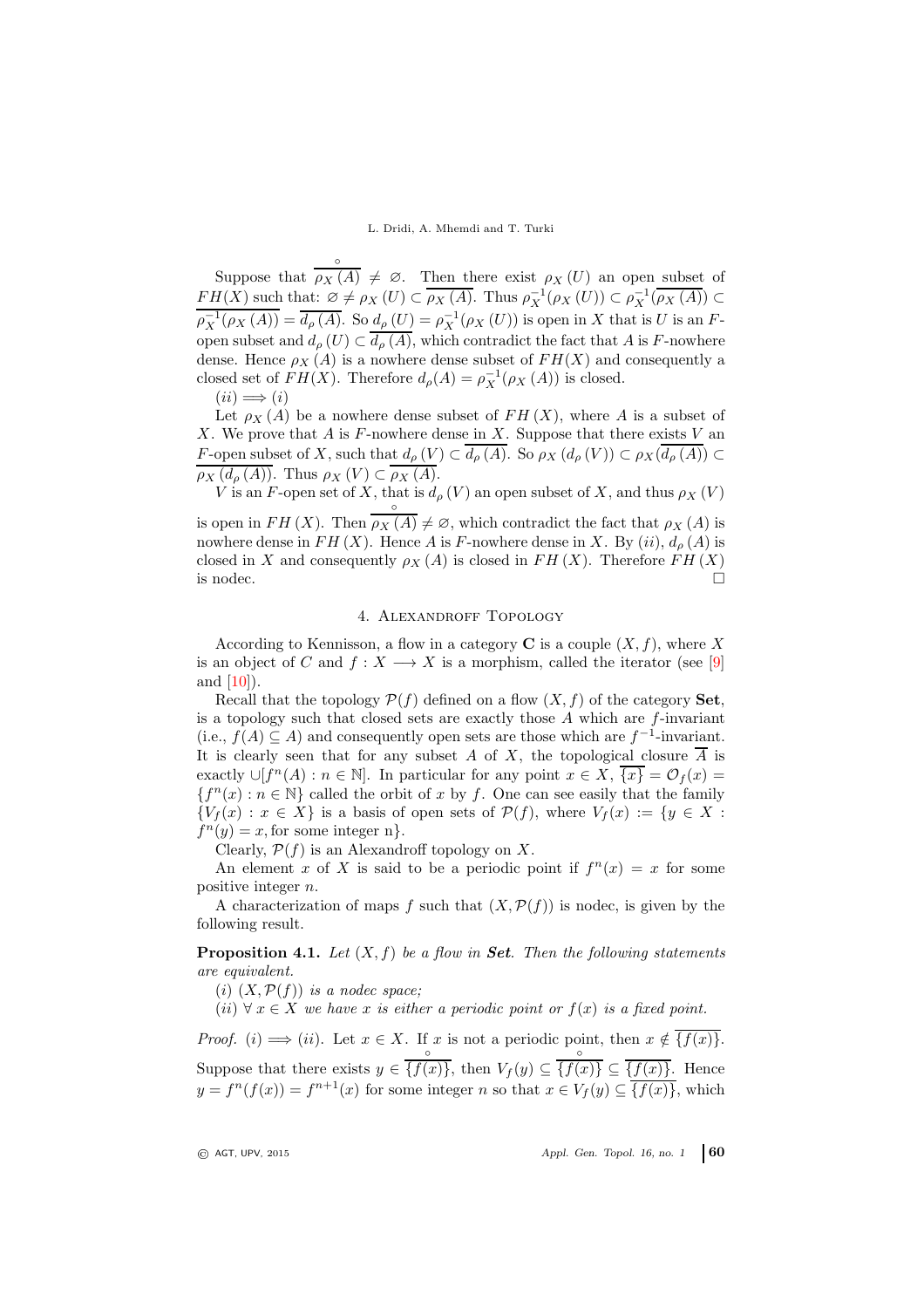Suppose that $\overset{\circ}{\overline{\rho_X(A)}} \neq \varnothing$. Then there exist $\rho_X(U)$ an open subset of $FH(X)$ such that: $\varnothing \neq \rho_X(U) \subset \overline{\rho_X(A)}$. Thus $\rho_X^{-1}(\rho_X(U)) \subset \rho_X^{-1}(\overline{\rho_X(A)}) \subset \overline{\rho_X^{-1}(\rho_X(A))} = \overline{d_\rho(A)}$. So $d_\rho(U) = \rho_X^{-1}(\rho_X(U))$ is open in $X$ that is $U$ is an $F$-open subset and $d_\rho(U) \subset \overline{d_\rho(A)}$, which contradict the fact that $A$ is $F$-nowhere dense. Hence $\rho_X(A)$ is a nowhere dense subset of $FH(X)$ and consequently a closed set of $FH(X)$. Therefore $d_\rho(A) = \rho_X^{-1}(\rho_X(A))$ is closed.

$(ii) \Longrightarrow (i)$

Let $\rho_X(A)$ be a nowhere dense subset of $FH(X)$, where $A$ is a subset of $X$. We prove that $A$ is $F$-nowhere dense in $X$. Suppose that there exists $V$ an $F$-open subset of $X$, such that $d_\rho(V) \subset \overline{d_\rho(A)}$. So $\rho_X(d_\rho(V)) \subset \rho_X(\overline{d_\rho(A)}) \subset \overline{\rho_X(d_\rho(A))}$. Thus $\rho_X(V) \subset \overline{\rho_X(A)}$.

$V$ is an $F$-open set of $X$, that is $d_\rho(V)$ an open subset of $X$, and thus $\rho_X(V)$ is open in $FH(X)$. Then $\overset{\circ}{\overline{\rho_X(A)}} \neq \varnothing$, which contradict the fact that $\rho_X(A)$ is nowhere dense in $FH(X)$. Hence $A$ is $F$-nowhere dense in $X$. By $(ii)$, $d_\rho(A)$ is closed in $X$ and consequently $\rho_X(A)$ is closed in $FH(X)$. Therefore $FH(X)$ is nodec. $\square$

## 4. Alexandroff Topology

According to Kennisson, a flow in a category $\mathbf{C}$ is a couple $(X, f)$, where $X$ is an object of $C$ and $f : X \longrightarrow X$ is a morphism, called the iterator (see [9] and [10]).

Recall that the topology $\mathcal{P}(f)$ defined on a flow $(X, f)$ of the category **Set**, is a topology such that closed sets are exactly those $A$ which are $f$-invariant (i.e., $f(A) \subseteq A$) and consequently open sets are those which are $f^{-1}$-invariant. It is clearly seen that for any subset $A$ of $X$, the topological closure $\overline{A}$ is exactly $\cup[f^n(A) : n \in \mathbb{N}]$. In particular for any point $x \in X$, $\overline{\{x\}} = \mathcal{O}_f(x) = \{f^n(x) : n \in \mathbb{N}\}$ called the orbit of $x$ by $f$. One can see easily that the family $\{V_f(x) : x \in X\}$ is a basis of open sets of $\mathcal{P}(f)$, where $V_f(x) := \{y \in X : f^n(y) = x, \text{for some integer n}\}$.

Clearly, $\mathcal{P}(f)$ is an Alexandroff topology on $X$.

An element $x$ of $X$ is said to be a periodic point if $f^n(x) = x$ for some positive integer $n$.

A characterization of maps $f$ such that $(X, \mathcal{P}(f))$ is nodec, is given by the following result.

**Proposition 4.1.** *Let $(X, f)$ be a flow in **Set**. Then the following statements are equivalent.*

*$(i)$ $(X, \mathcal{P}(f))$ is a nodec space;*

*$(ii)$ $\forall\, x \in X$ we have $x$ is either a periodic point or $f(x)$ is a fixed point.*

*Proof.* $(i) \Longrightarrow (ii)$. Let $x \in X$. If $x$ is not a periodic point, then $x \notin \overline{\{f(x)\}}$. Suppose that there exists $y \in \overset{\circ}{\overline{\{f(x)\}}}$, then $V_f(y) \subseteq \overset{\circ}{\overline{\{f(x)\}}} \subseteq \overline{\{f(x)\}}$. Hence $y = f^n(f(x)) = f^{n+1}(x)$ for some integer $n$ so that $x \in V_f(y) \subseteq \overline{\{f(x)\}}$, which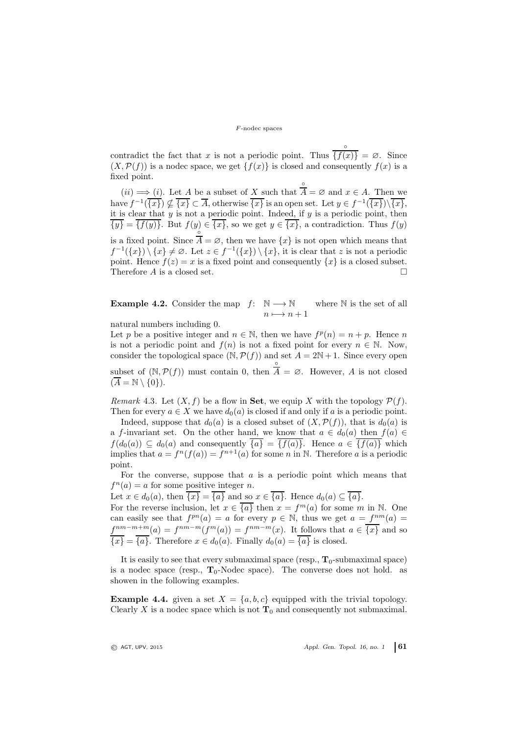contradict the fact that $x$ is not a periodic point. Thus $\overset{\circ}{\overline{\{f(x)\}}} = \varnothing$. Since $(X, \mathcal{P}(f))$ is a nodec space, we get $\{f(x)\}$ is closed and consequently $f(x)$ is a fixed point.

$(ii) \Longrightarrow (i)$. Let $A$ be a subset of $X$ such that $\overset{\circ}{\overline{A}} = \varnothing$ and $x \in A$. Then we have $f^{-1}(\overline{\{x\}}) \nsubseteq \overline{\{x\}} \subset \overline{A}$, otherwise $\overline{\{x\}}$ is an open set. Let $y \in f^{-1}(\overline{\{x\}}) \setminus \overline{\{x\}}$, it is clear that $y$ is not a periodic point. Indeed, if $y$ is a periodic point, then $\overline{\{y\}} = \overline{\{f(y)\}}$. But $f(y) \in \overline{\{x\}}$, so we get $y \in \overline{\{x\}}$, a contradiction. Thus $f(y)$ is a fixed point. Since $\overset{\circ}{\overline{A}} = \varnothing$, then we have $\{x\}$ is not open which means that $f^{-1}(\{x\}) \setminus \{x\} \neq \varnothing$. Let $z \in f^{-1}(\{x\}) \setminus \{x\}$, it is clear that $z$ is not a periodic point. Hence $f(z) = x$ is a fixed point and consequently $\{x\}$ is a closed subset. Therefore $A$ is a closed set. $\square$

**Example 4.2.** Consider the map $f\colon \begin{array}{l} \mathbb{N} \longrightarrow \mathbb{N} \\ n \longmapsto n+1 \end{array}$ where $\mathbb{N}$ is the set of all natural numbers including 0.

Let $p$ be a positive integer and $n \in \mathbb{N}$, then we have $f^p(n) = n + p$. Hence $n$ is not a periodic point and $f(n)$ is not a fixed point for every $n \in \mathbb{N}$. Now, consider the topological space $(\mathbb{N}, \mathcal{P}(f))$ and set $A = 2\mathbb{N} + 1$. Since every open subset of $(\mathbb{N}, \mathcal{P}(f))$ must contain 0, then $\overset{\circ}{\overline{A}} = \varnothing$. However, $A$ is not closed $(\overline{A} = \mathbb{N} \setminus \{0\})$.

*Remark* 4.3. Let $(X, f)$ be a flow in **Set**, we equip $X$ with the topology $\mathcal{P}(f)$. Then for every $a \in X$ we have $d_0(a)$ is closed if and only if $a$ is a periodic point.

Indeed, suppose that $d_0(a)$ is a closed subset of $(X, \mathcal{P}(f))$, that is $d_0(a)$ is a $f$-invariant set. On the other hand, we know that $a \in d_0(a)$ then $f(a) \in f(d_0(a)) \subseteq d_0(a)$ and consequently $\overline{\{a\}} = \overline{\{f(a)\}}$. Hence $a \in \overline{\{f(a)\}}$ which implies that $a = f^n(f(a)) = f^{n+1}(a)$ for some $n$ in $\mathbb{N}$. Therefore $a$ is a periodic point.

For the converse, suppose that $a$ is a periodic point which means that $f^n(a) = a$ for some positive integer $n$.

Let $x \in d_0(a)$, then $\overline{\{x\}} = \overline{\{a\}}$ and so $x \in \overline{\{a\}}$. Hence $d_0(a) \subseteq \overline{\{a\}}$.

For the reverse inclusion, let $x \in \overline{\{a\}}$ then $x = f^m(a)$ for some $m$ in $\mathbb{N}$. One can easily see that $f^{pn}(a) = a$ for every $p \in \mathbb{N}$, thus we get $a = f^{nm}(a) = f^{nm-m+m}(a) = f^{nm-m}(f^m(a)) = f^{nm-m}(x)$. It follows that $a \in \overline{\{x\}}$ and so $\overline{\{x\}} = \overline{\{a\}}$. Therefore $x \in d_0(a)$. Finally $d_0(a) = \overline{\{a\}}$ is closed.

It is easily to see that every submaximal space (resp., $\mathbf{T}_0$-submaximal space) is a nodec space (resp., $\mathbf{T}_0$-Nodec space). The converse does not hold. as showen in the following examples.

**Example 4.4.** given a set $X = \{a, b, c\}$ equipped with the trivial topology. Clearly $X$ is a nodec space which is not $\mathbf{T}_0$ and consequently not submaximal.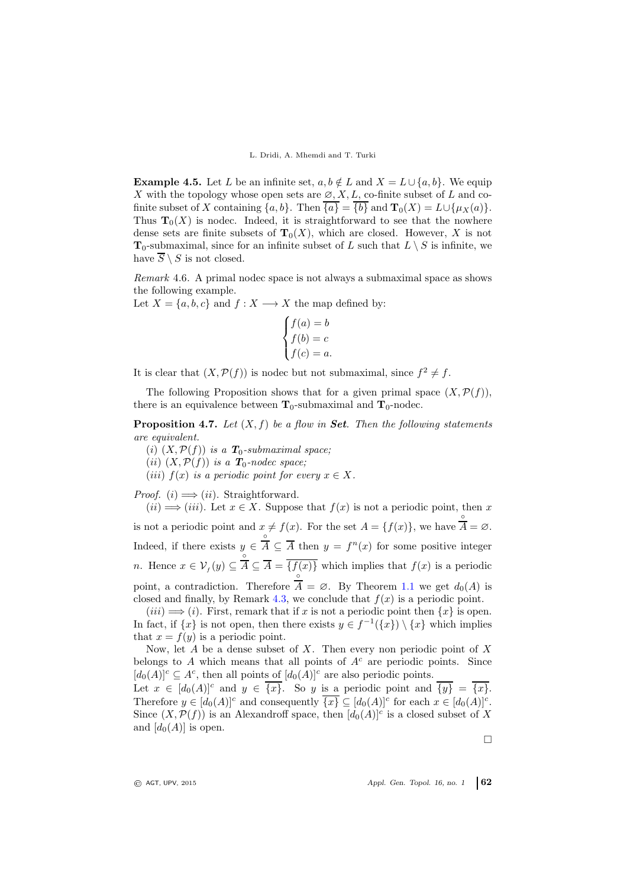**Example 4.5.** Let $L$ be an infinite set, $a, b \notin L$ and $X = L \cup \{a, b\}$. We equip $X$ with the topology whose open sets are $\varnothing, X, L$, co-finite subset of $L$ and co-finite subset of $X$ containing $\{a, b\}$. Then $\overline{\{a\}} = \overline{\{b\}}$ and $\mathbf{T}_0(X) = L \cup \{\mu_X(a)\}$. Thus $\mathbf{T}_0(X)$ is nodec. Indeed, it is straightforward to see that the nowhere dense sets are finite subsets of $\mathbf{T}_0(X)$, which are closed. However, $X$ is not $\mathbf{T}_0$-submaximal, since for an infinite subset of $L$ such that $L \setminus S$ is infinite, we have $\overline{S} \setminus S$ is not closed.

*Remark* 4.6. A primal nodec space is not always a submaximal space as shows the following example.
Let $X = \{a, b, c\}$ and $f : X \longrightarrow X$ the map defined by:

$$\begin{cases} f(a) = b \\ f(b) = c \\ f(c) = a. \end{cases}$$

It is clear that $(X, \mathcal{P}(f))$ is nodec but not submaximal, since $f^2 \neq f$.

The following Proposition shows that for a given primal space $(X, \mathcal{P}(f))$, there is an equivalence between $\mathbf{T}_0$-submaximal and $\mathbf{T}_0$-nodec.

**Proposition 4.7.** *Let $(X, f)$ be a flow in* ***Set****. Then the following statements are equivalent.*

(*i*) *$(X, \mathcal{P}(f))$ is a $\mathbf{T}_0$-submaximal space;*
(*ii*) *$(X, \mathcal{P}(f))$ is a $\mathbf{T}_0$-nodec space;*
(*iii*) *$f(x)$ is a periodic point for every $x \in X$.*

*Proof.* $(i) \Longrightarrow (ii)$. Straightforward.

$(ii) \Longrightarrow (iii)$. Let $x \in X$. Suppose that $f(x)$ is not a periodic point, then $x$ is not a periodic point and $x \neq f(x)$. For the set $A = \{f(x)\}$, we have $\overset{\circ}{\overline{A}} = \varnothing$. Indeed, if there exists $y \in \overset{\circ}{\overline{A}} \subseteq \overline{A}$ then $y = f^n(x)$ for some positive integer $n$. Hence $x \in \mathcal{V}_f(y) \subseteq \overset{\circ}{\overline{A}} \subseteq \overline{A} = \overline{\{f(x)\}}$ which implies that $f(x)$ is a periodic point, a contradiction. Therefore $\overset{\circ}{\overline{A}} = \varnothing$. By Theorem 1.1 we get $d_0(A)$ is closed and finally, by Remark 4.3, we conclude that $f(x)$ is a periodic point.

$(iii) \Longrightarrow (i)$. First, remark that if $x$ is not a periodic point then $\{x\}$ is open. In fact, if $\{x\}$ is not open, then there exists $y \in f^{-1}(\{x\}) \setminus \{x\}$ which implies that $x = f(y)$ is a periodic point.

Now, let $A$ be a dense subset of $X$. Then every non periodic point of $X$ belongs to $A$ which means that all points of $A^c$ are periodic points. Since $[d_0(A)]^c \subseteq A^c$, then all points of $[d_0(A)]^c$ are also periodic points.
Let $x \in [d_0(A)]^c$ and $y \in \overline{\{x\}}$. So $y$ is a periodic point and $\overline{\{y\}} = \overline{\{x\}}$. Therefore $y \in [d_0(A)]^c$ and consequently $\overline{\{x\}} \subseteq [d_0(A)]^c$ for each $x \in [d_0(A)]^c$. Since $(X, \mathcal{P}(f))$ is an Alexandroff space, then $[d_0(A)]^c$ is a closed subset of $X$ and $[d_0(A)]$ is open.

$\square$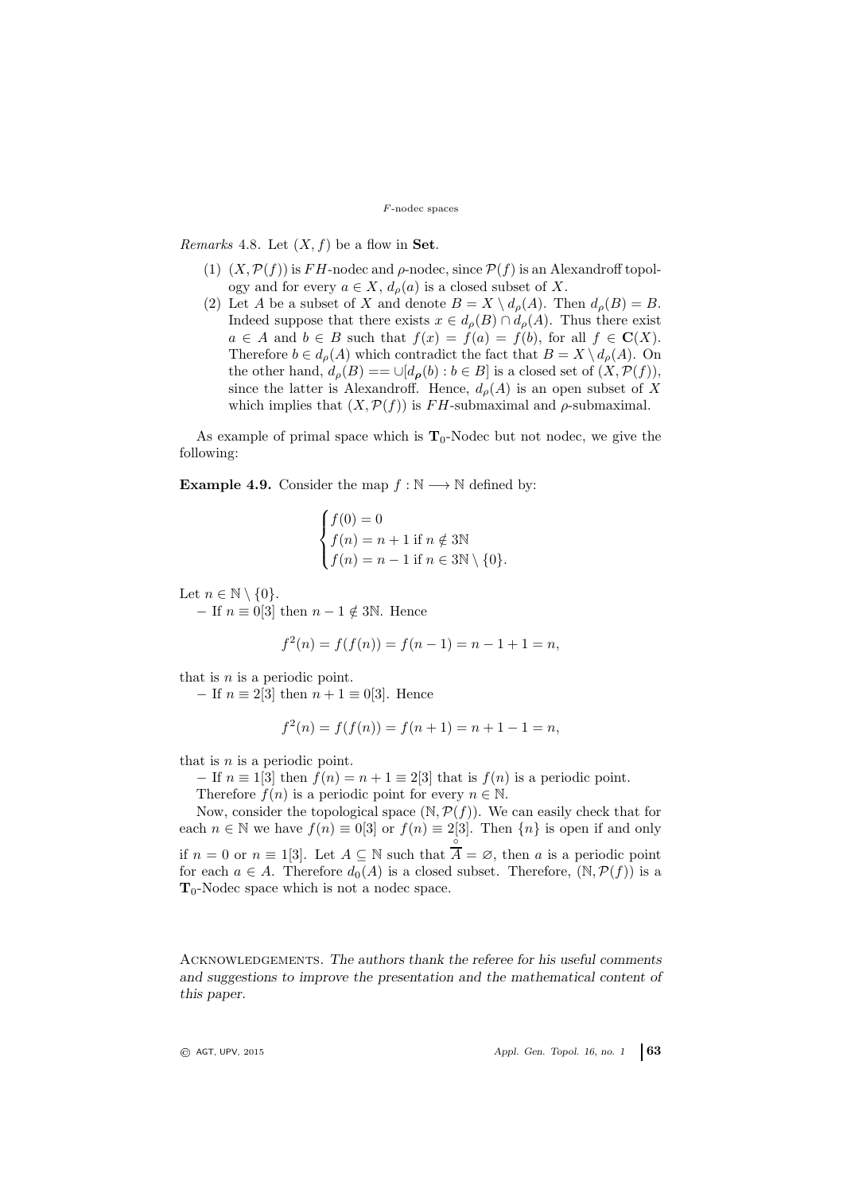*Remarks* 4.8. Let $(X, f)$ be a flow in **Set**.

1. $(X, \mathcal{P}(f))$ is $FH$-nodec and $\rho$-nodec, since $\mathcal{P}(f)$ is an Alexandroff topology and for every $a \in X$, $d_\rho(a)$ is a closed subset of $X$.
2. Let $A$ be a subset of $X$ and denote $B = X \setminus d_\rho(A)$. Then $d_\rho(B) = B$. Indeed suppose that there exists $x \in d_\rho(B) \cap d_\rho(A)$. Thus there exist $a \in A$ and $b \in B$ such that $f(x) = f(a) = f(b)$, for all $f \in \mathbf{C}(X)$. Therefore $b \in d_\rho(A)$ which contradict the fact that $B = X \setminus d_\rho(A)$. On the other hand, $d_\rho(B) == \cup[d_{\boldsymbol{\rho}}(b) : b \in B]$ is a closed set of $(X, \mathcal{P}(f))$, since the latter is Alexandroff. Hence, $d_\rho(A)$ is an open subset of $X$ which implies that $(X, \mathcal{P}(f))$ is $FH$-submaximal and $\rho$-submaximal.

As example of primal space which is $\mathbf{T}_0$-Nodec but not nodec, we give the following:

**Example 4.9.** Consider the map $f : \mathbb{N} \longrightarrow \mathbb{N}$ defined by:

$$\begin{cases} f(0) = 0 \\ f(n) = n + 1 \text{ if } n \notin 3\mathbb{N} \\ f(n) = n - 1 \text{ if } n \in 3\mathbb{N} \setminus \{0\}. \end{cases}$$

Let $n \in \mathbb{N} \setminus \{0\}$.

– If $n \equiv 0[3]$ then $n - 1 \notin 3\mathbb{N}$. Hence

$$f^2(n) = f(f(n)) = f(n - 1) = n - 1 + 1 = n,$$

that is $n$ is a periodic point.

– If $n \equiv 2[3]$ then $n + 1 \equiv 0[3]$. Hence

$$f^2(n) = f(f(n)) = f(n + 1) = n + 1 - 1 = n,$$

that is $n$ is a periodic point.

– If $n \equiv 1[3]$ then $f(n) = n + 1 \equiv 2[3]$ that is $f(n)$ is a periodic point.

Therefore $f(n)$ is a periodic point for every $n \in \mathbb{N}$.

Now, consider the topological space $(\mathbb{N}, \mathcal{P}(f))$. We can easily check that for each $n \in \mathbb{N}$ we have $f(n) \equiv 0[3]$ or $f(n) \equiv 2[3]$. Then $\{n\}$ is open if and only if $n = 0$ or $n \equiv 1[3]$. Let $A \subseteq \mathbb{N}$ such that $\overset{\circ}{\overline{A}} = \varnothing$, then $a$ is a periodic point for each $a \in A$. Therefore $d_0(A)$ is a closed subset. Therefore, $(\mathbb{N}, \mathcal{P}(f))$ is a $\mathbf{T}_0$-Nodec space which is not a nodec space.

Acknowledgements. *The authors thank the referee for his useful comments and suggestions to improve the presentation and the mathematical content of this paper.*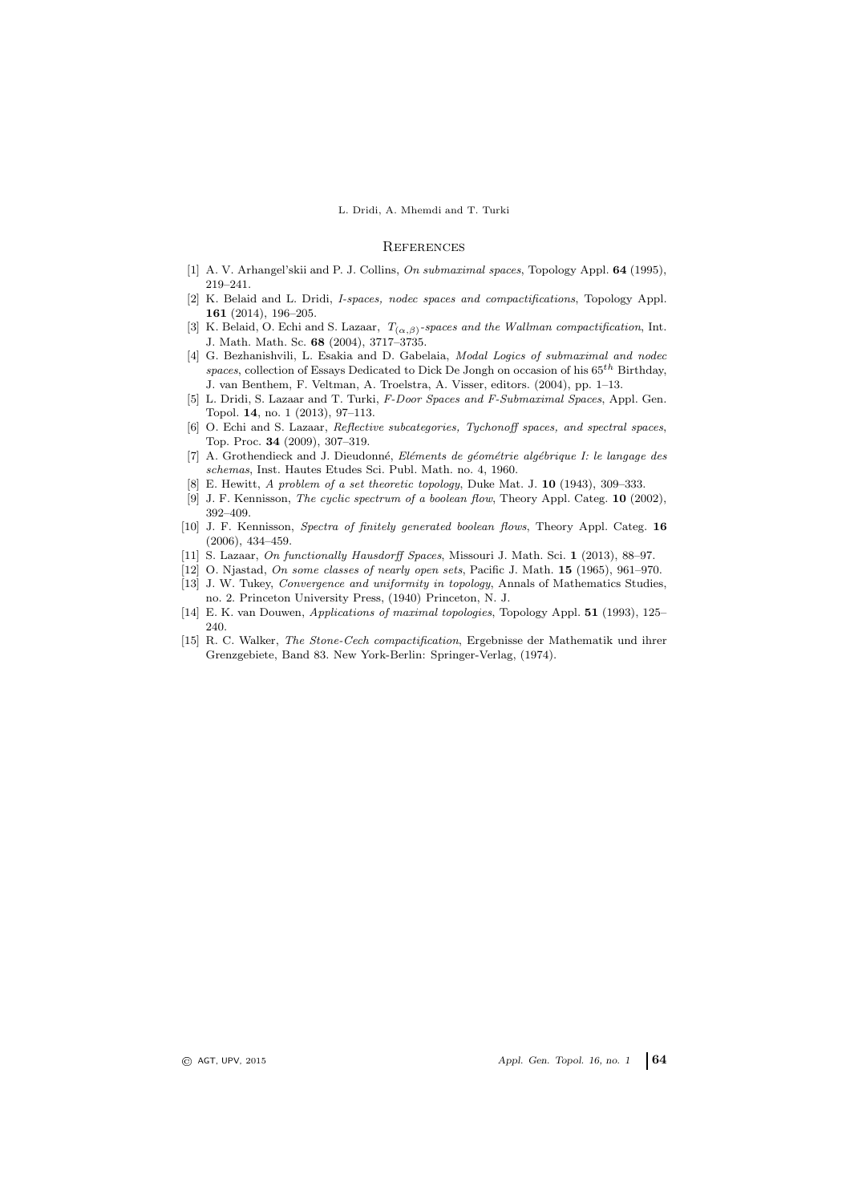## References

[1] A. V. Arhangel'skii and P. J. Collins, *On submaximal spaces*, Topology Appl. **64** (1995), 219–241.

[2] K. Belaid and L. Dridi, *I-spaces, nodec spaces and compactifications*, Topology Appl. **161** (2014), 196–205.

[3] K. Belaid, O. Echi and S. Lazaar, *$T_{(\alpha,\beta)}$-spaces and the Wallman compactification*, Int. J. Math. Math. Sc. **68** (2004), 3717–3735.

[4] G. Bezhanishvili, L. Esakia and D. Gabelaia, *Modal Logics of submaximal and nodec spaces*, collection of Essays Dedicated to Dick De Jongh on occasion of his $65^{th}$ Birthday, J. van Benthem, F. Veltman, A. Troelstra, A. Visser, editors. (2004), pp. 1–13.

[5] L. Dridi, S. Lazaar and T. Turki, *F-Door Spaces and F-Submaximal Spaces*, Appl. Gen. Topol. **14**, no. 1 (2013), 97–113.

[6] O. Echi and S. Lazaar, *Reflective subcategories, Tychonoff spaces, and spectral spaces*, Top. Proc. **34** (2009), 307–319.

[7] A. Grothendieck and J. Dieudonné, *Eléments de géométrie algébrique I: le langage des schemas*, Inst. Hautes Etudes Sci. Publ. Math. no. 4, 1960.

[8] E. Hewitt, *A problem of a set theoretic topology*, Duke Mat. J. **10** (1943), 309–333.

[9] J. F. Kennisson, *The cyclic spectrum of a boolean flow*, Theory Appl. Categ. **10** (2002), 392–409.

[10] J. F. Kennisson, *Spectra of finitely generated boolean flows*, Theory Appl. Categ. **16** (2006), 434–459.

[11] S. Lazaar, *On functionally Hausdorff Spaces*, Missouri J. Math. Sci. **1** (2013), 88–97.

[12] O. Njastad, *On some classes of nearly open sets*, Pacific J. Math. **15** (1965), 961–970.

[13] J. W. Tukey, *Convergence and uniformity in topology*, Annals of Mathematics Studies, no. 2. Princeton University Press, (1940) Princeton, N. J.

[14] E. K. van Douwen, *Applications of maximal topologies*, Topology Appl. **51** (1993), 125–240.

[15] R. C. Walker, *The Stone-Cech compactification*, Ergebnisse der Mathematik und ihrer Grenzgebiete, Band 83. New York-Berlin: Springer-Verlag, (1974).